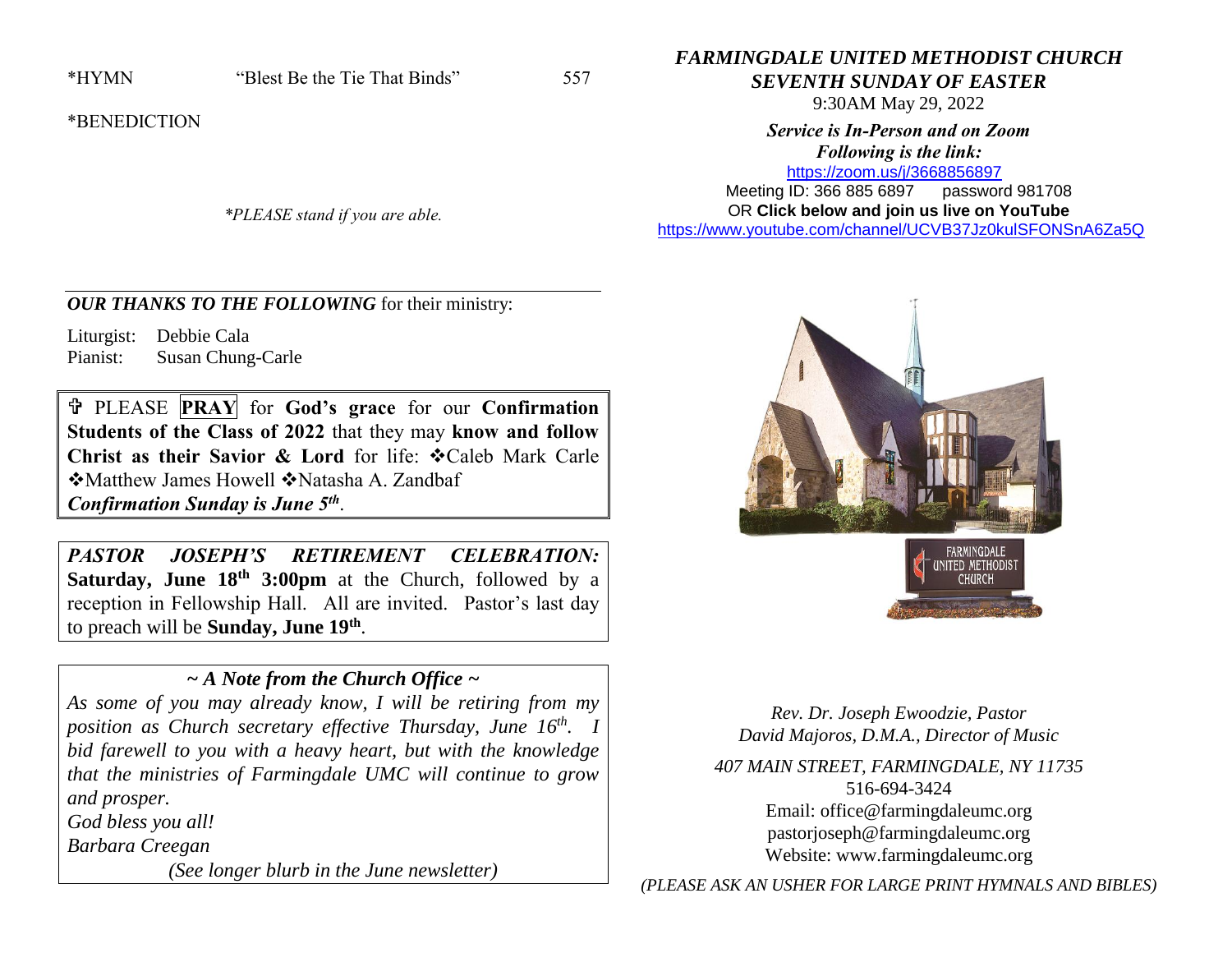*HYMN "Blest Be the Tie That Binds" 557

*BENEDICTION

*PLEASE stand if you are able.

---

***OUR THANKS TO THE FOLLOWING*** for their ministry:

Liturgist: Debbie Cala
Pianist: Susan Chung-Carle

✞ PLEASE **PRAY** for **God's grace** for our **Confirmation Students of the Class of 2022** that they may **know and follow Christ as their Savior & Lord** for life: ❖Caleb Mark Carle ❖Matthew James Howell ❖Natasha A. Zandbaf
***Confirmation Sunday is June 5th***.

***PASTOR JOSEPH'S RETIREMENT CELEBRATION:*** **Saturday, June 18th 3:00pm** at the Church, followed by a reception in Fellowship Hall. All are invited. Pastor's last day to preach will be **Sunday, June 19th**.

***~ A Note from the Church Office ~***

*As some of you may already know, I will be retiring from my position as Church secretary effective Thursday, June 16th. I bid farewell to you with a heavy heart, but with the knowledge that the ministries of Farmingdale UMC will continue to grow and prosper.*
*God bless you all!*
*Barbara Creegan*
*(See longer blurb in the June newsletter)*

# *FARMINGDALE UNITED METHODIST CHURCH*
## *SEVENTH SUNDAY OF EASTER*

9:30AM May 29, 2022

***Service is In-Person and on Zoom***
***Following is the link:***
https://zoom.us/j/3668856897
Meeting ID: 366 885 6897 password 981708
OR **Click below and join us live on YouTube**
https://www.youtube.com/channel/UCVB37Jz0kulSFONSnA6Za5Q

*Rev. Dr. Joseph Ewoodzie, Pastor*
*David Majoros, D.M.A., Director of Music*

*407 MAIN STREET, FARMINGDALE, NY 11735*
516-694-3424
Email: office@farmingdaleumc.org
pastorjoseph@farmingdaleumc.org
Website: www.farmingdaleumc.org

*(PLEASE ASK AN USHER FOR LARGE PRINT HYMNALS AND BIBLES)*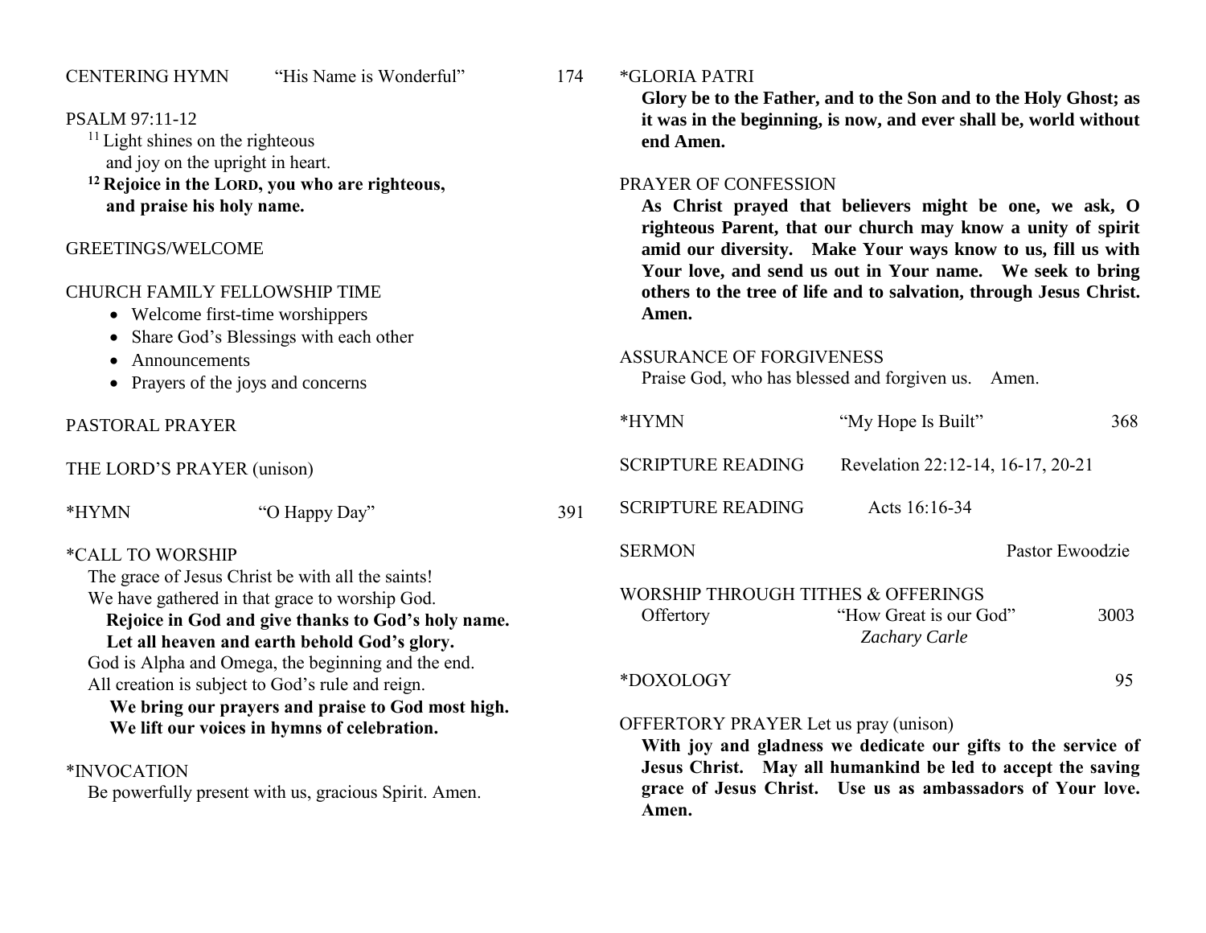CENTERING HYMN "His Name is Wonderful" 174

PSALM 97:11-12

[11] Light shines on the righteous
and joy on the upright in heart.

**[12] Rejoice in the LORD, you who are righteous,**
**and praise his holy name.**

GREETINGS/WELCOME

CHURCH FAMILY FELLOWSHIP TIME

- Welcome first-time worshippers
- Share God's Blessings with each other
- Announcements
- Prayers of the joys and concerns

PASTORAL PRAYER

THE LORD'S PRAYER (unison)

*HYMN "O Happy Day" 391

*CALL TO WORSHIP

The grace of Jesus Christ be with all the saints!
We have gathered in that grace to worship God.

**Rejoice in God and give thanks to God's holy name.**
**Let all heaven and earth behold God's glory.**

God is Alpha and Omega, the beginning and the end.
All creation is subject to God's rule and reign.

**We bring our prayers and praise to God most high.**
**We lift our voices in hymns of celebration.**

*INVOCATION

Be powerfully present with us, gracious Spirit. Amen.

*GLORIA PATRI

**Glory be to the Father, and to the Son and to the Holy Ghost; as it was in the beginning, is now, and ever shall be, world without end Amen.**

PRAYER OF CONFESSION

**As Christ prayed that believers might be one, we ask, O righteous Parent, that our church may know a unity of spirit amid our diversity. Make Your ways know to us, fill us with Your love, and send us out in Your name. We seek to bring others to the tree of life and to salvation, through Jesus Christ. Amen.**

ASSURANCE OF FORGIVENESS

Praise God, who has blessed and forgiven us. Amen.

*HYMN "My Hope Is Built" 368

SCRIPTURE READING Revelation 22:12-14, 16-17, 20-21

SCRIPTURE READING Acts 16:16-34

SERMON Pastor Ewoodzie

WORSHIP THROUGH TITHES & OFFERINGS

Offertory "How Great is our God" 3003
*Zachary Carle*

*DOXOLOGY 95

OFFERTORY PRAYER Let us pray (unison)

**With joy and gladness we dedicate our gifts to the service of Jesus Christ. May all humankind be led to accept the saving grace of Jesus Christ. Use us as ambassadors of Your love. Amen.**